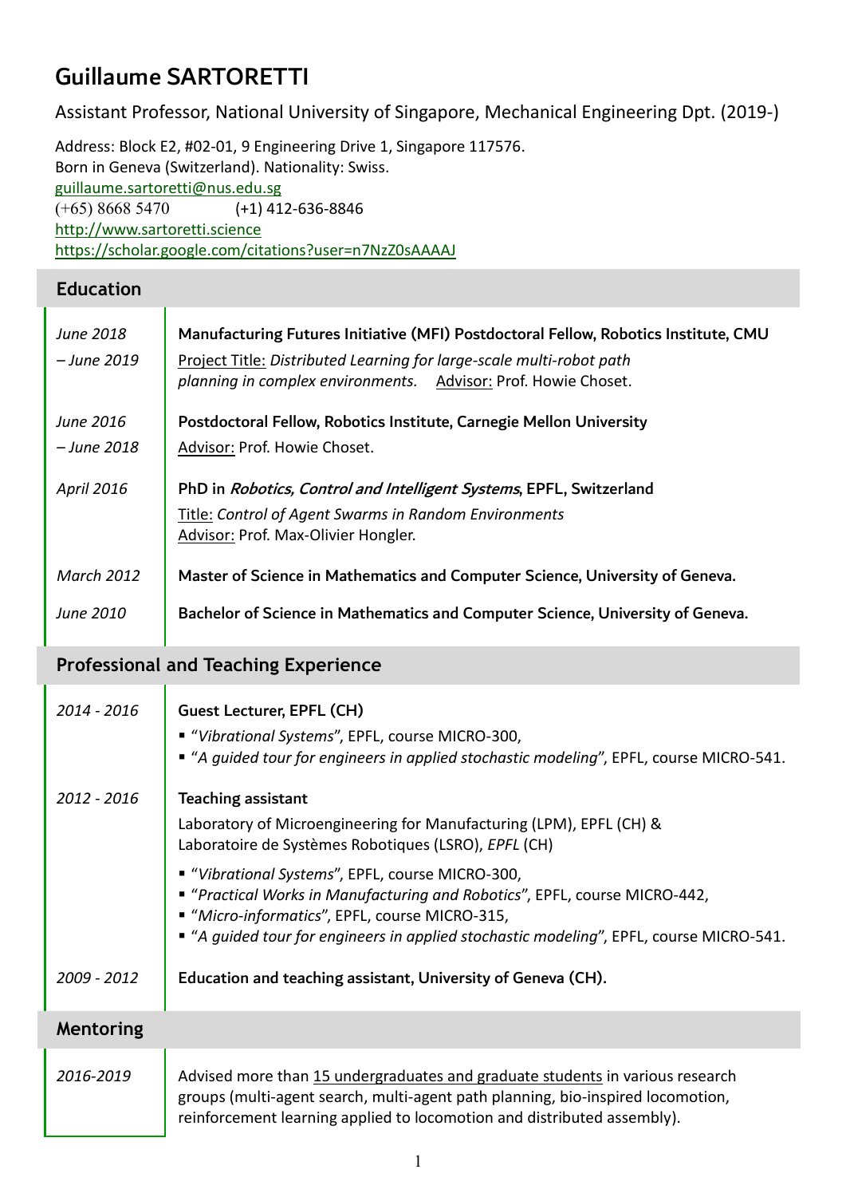# Guillaume SARTORETTI

Assistant Professor, National University of Singapore, Mechanical Engineering Dpt. (2019-)

Address: Block E2, #02-01, 9 Engineering Drive 1, Singapore 117576.
Born in Geneva (Switzerland). Nationality: Swiss.
guillaume.sartoretti@nus.edu.sg
(+65) 8668 5470 (+1) 412-636-8846
http://www.sartoretti.science
https://scholar.google.com/citations?user=n7NzZ0sAAAAJ

## Education

*June 2018 – June 2019*
**Manufacturing Futures Initiative (MFI) Postdoctoral Fellow, Robotics Institute, CMU**
Project Title: *Distributed Learning for large-scale multi-robot path planning in complex environments.* Advisor: Prof. Howie Choset.

*June 2016 – June 2018*
**Postdoctoral Fellow, Robotics Institute, Carnegie Mellon University**
Advisor: Prof. Howie Choset.

*April 2016*
**PhD in *Robotics, Control and Intelligent Systems*, EPFL, Switzerland**
Title: *Control of Agent Swarms in Random Environments*
Advisor: Prof. Max-Olivier Hongler.

*March 2012*
**Master of Science in Mathematics and Computer Science, University of Geneva.**

*June 2010*
**Bachelor of Science in Mathematics and Computer Science, University of Geneva.**

## Professional and Teaching Experience

*2014 - 2016*
**Guest Lecturer, EPFL (CH)**
- "*Vibrational Systems*", EPFL, course MICRO-300,
- "*A guided tour for engineers in applied stochastic modeling*", EPFL, course MICRO-541.

*2012 - 2016*
**Teaching assistant**
Laboratory of Microengineering for Manufacturing (LPM), EPFL (CH) &
Laboratoire de Systèmes Robotiques (LSRO), *EPFL* (CH)
- "*Vibrational Systems*", EPFL, course MICRO-300,
- "*Practical Works in Manufacturing and Robotics*", EPFL, course MICRO-442,
- "*Micro-informatics*", EPFL, course MICRO-315,
- "*A guided tour for engineers in applied stochastic modeling*", EPFL, course MICRO-541.

*2009 - 2012*
**Education and teaching assistant, University of Geneva (CH).**

## Mentoring

*2016-2019*
Advised more than 15 undergraduates and graduate students in various research groups (multi-agent search, multi-agent path planning, bio-inspired locomotion, reinforcement learning applied to locomotion and distributed assembly).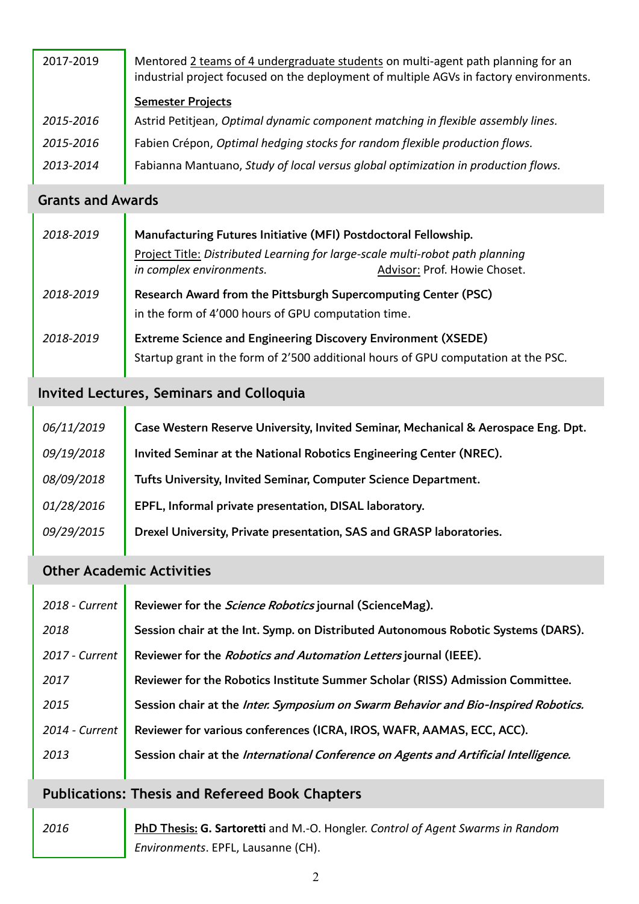| | |
|---|---|
| 2017-2019 | Mentored 2 teams of 4 undergraduate students on multi-agent path planning for an industrial project focused on the deployment of multiple AGVs in factory environments. |
| | **Semester Projects** |
| *2015-2016* | Astrid Petitjean, *Optimal dynamic component matching in flexible assembly lines.* |
| *2015-2016* | Fabien Crépon, *Optimal hedging stocks for random flexible production flows.* |
| *2013-2014* | Fabianna Mantuano, *Study of local versus global optimization in production flows.* |

## Grants and Awards

| | |
|---|---|
| *2018-2019* | **Manufacturing Futures Initiative (MFI) Postdoctoral Fellowship.** Project Title: *Distributed Learning for large-scale multi-robot path planning in complex environments.* Advisor: Prof. Howie Choset. |
| *2018-2019* | **Research Award from the Pittsburgh Supercomputing Center (PSC)** in the form of 4'000 hours of GPU computation time. |
| *2018-2019* | **Extreme Science and Engineering Discovery Environment (XSEDE)** Startup grant in the form of 2'500 additional hours of GPU computation at the PSC. |

## Invited Lectures, Seminars and Colloquia

| | |
|---|---|
| *06/11/2019* | **Case Western Reserve University, Invited Seminar, Mechanical & Aerospace Eng. Dpt.** |
| *09/19/2018* | **Invited Seminar at the National Robotics Engineering Center (NREC).** |
| *08/09/2018* | **Tufts University, Invited Seminar, Computer Science Department.** |
| *01/28/2016* | **EPFL, Informal private presentation, DISAL laboratory.** |
| *09/29/2015* | **Drexel University, Private presentation, SAS and GRASP laboratories.** |

## Other Academic Activities

| | |
|---|---|
| *2018 - Current* | **Reviewer for the *Science Robotics* journal (ScienceMag).** |
| *2018* | **Session chair at the Int. Symp. on Distributed Autonomous Robotic Systems (DARS).** |
| *2017 - Current* | **Reviewer for the *Robotics and Automation Letters* journal (IEEE).** |
| *2017* | **Reviewer for the Robotics Institute Summer Scholar (RISS) Admission Committee.** |
| *2015* | **Session chair at the *Inter. Symposium on Swarm Behavior and Bio-Inspired Robotics.*** |
| *2014 - Current* | **Reviewer for various conferences (ICRA, IROS, WAFR, AAMAS, ECC, ACC).** |
| *2013* | **Session chair at the *International Conference on Agents and Artificial Intelligence.*** |

## Publications: Thesis and Refereed Book Chapters

| | |
|---|---|
| *2016* | **PhD Thesis:** **G. Sartoretti** and M.-O. Hongler. *Control of Agent Swarms in Random Environments*. EPFL, Lausanne (CH). |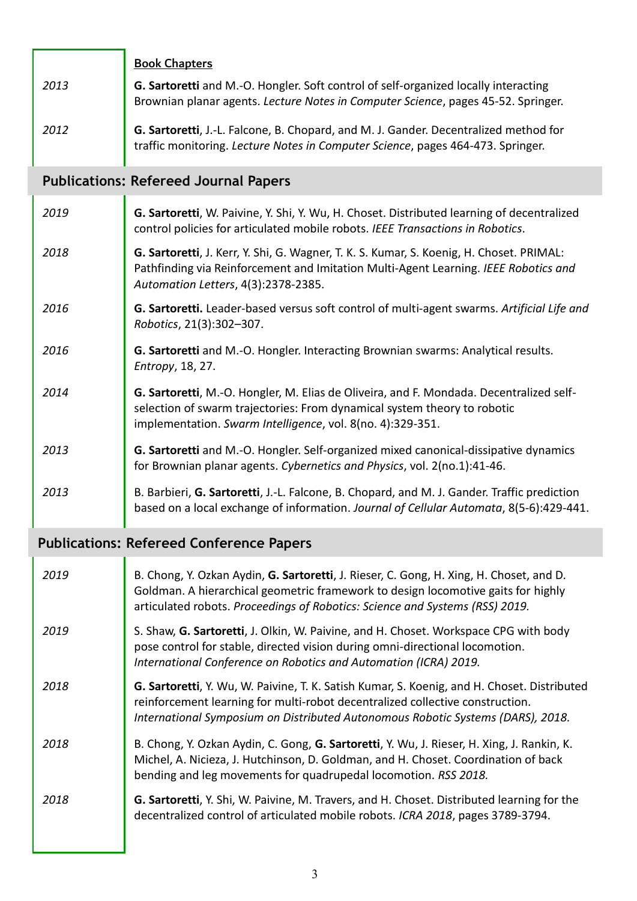**Book Chapters**

*2013* **G. Sartoretti** and M.-O. Hongler. Soft control of self-organized locally interacting Brownian planar agents. *Lecture Notes in Computer Science*, pages 45-52. Springer.

*2012* **G. Sartoretti**, J.-L. Falcone, B. Chopard, and M. J. Gander. Decentralized method for traffic monitoring. *Lecture Notes in Computer Science*, pages 464-473. Springer.

## Publications: Refereed Journal Papers

*2019* **G. Sartoretti**, W. Paivine, Y. Shi, Y. Wu, H. Choset. Distributed learning of decentralized control policies for articulated mobile robots. *IEEE Transactions in Robotics*.

*2018* **G. Sartoretti**, J. Kerr, Y. Shi, G. Wagner, T. K. S. Kumar, S. Koenig, H. Choset. PRIMAL: Pathfinding via Reinforcement and Imitation Multi-Agent Learning. *IEEE Robotics and Automation Letters*, 4(3):2378-2385.

*2016* **G. Sartoretti.** Leader-based versus soft control of multi-agent swarms. *Artificial Life and Robotics*, 21(3):302–307.

*2016* **G. Sartoretti** and M.-O. Hongler. Interacting Brownian swarms: Analytical results. *Entropy*, 18, 27.

*2014* **G. Sartoretti**, M.-O. Hongler, M. Elias de Oliveira, and F. Mondada. Decentralized self-selection of swarm trajectories: From dynamical system theory to robotic implementation. *Swarm Intelligence*, vol. 8(no. 4):329-351.

*2013* **G. Sartoretti** and M.-O. Hongler. Self-organized mixed canonical-dissipative dynamics for Brownian planar agents. *Cybernetics and Physics*, vol. 2(no.1):41-46.

*2013* B. Barbieri, **G. Sartoretti**, J.-L. Falcone, B. Chopard, and M. J. Gander. Traffic prediction based on a local exchange of information. *Journal of Cellular Automata*, 8(5-6):429-441.

## Publications: Refereed Conference Papers

*2019* B. Chong, Y. Ozkan Aydin, **G. Sartoretti**, J. Rieser, C. Gong, H. Xing, H. Choset, and D. Goldman. A hierarchical geometric framework to design locomotive gaits for highly articulated robots. *Proceedings of Robotics: Science and Systems (RSS) 2019.*

*2019* S. Shaw, **G. Sartoretti**, J. Olkin, W. Paivine, and H. Choset. Workspace CPG with body pose control for stable, directed vision during omni-directional locomotion. *International Conference on Robotics and Automation (ICRA) 2019.*

*2018* **G. Sartoretti**, Y. Wu, W. Paivine, T. K. Satish Kumar, S. Koenig, and H. Choset. Distributed reinforcement learning for multi-robot decentralized collective construction. *International Symposium on Distributed Autonomous Robotic Systems (DARS), 2018.*

*2018* B. Chong, Y. Ozkan Aydin, C. Gong, **G. Sartoretti**, Y. Wu, J. Rieser, H. Xing, J. Rankin, K. Michel, A. Nicieza, J. Hutchinson, D. Goldman, and H. Choset. Coordination of back bending and leg movements for quadrupedal locomotion. *RSS 2018.*

*2018* **G. Sartoretti**, Y. Shi, W. Paivine, M. Travers, and H. Choset. Distributed learning for the decentralized control of articulated mobile robots. *ICRA 2018*, pages 3789-3794.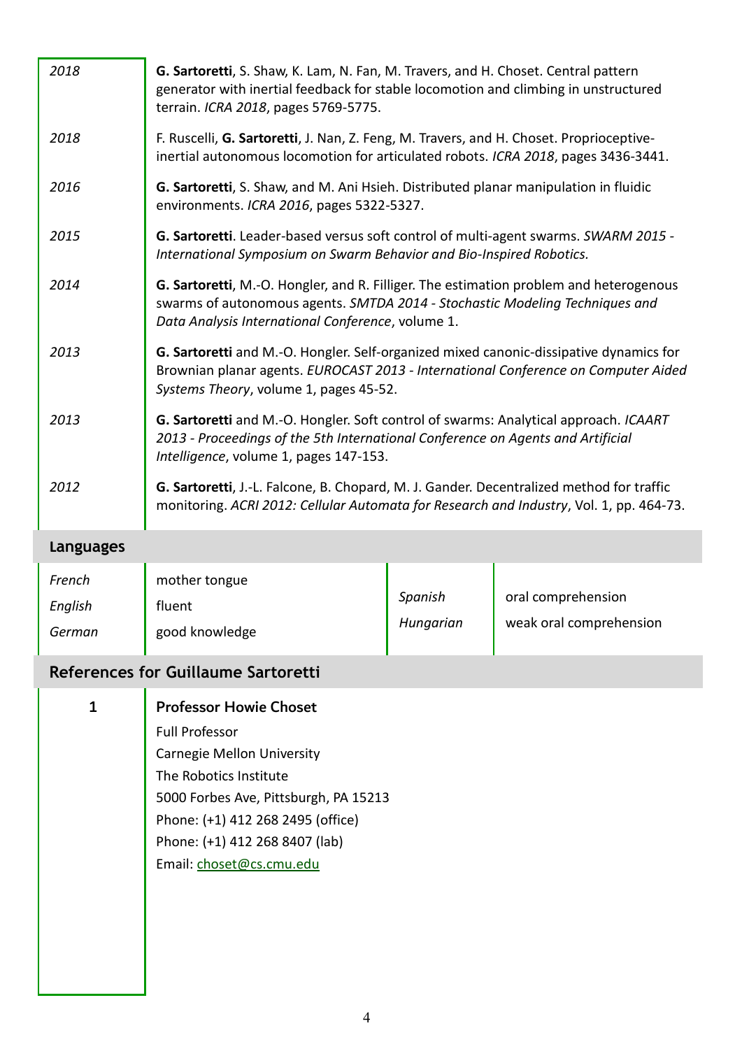| | |
|---|---|
| *2018* | **G. Sartoretti**, S. Shaw, K. Lam, N. Fan, M. Travers, and H. Choset. Central pattern generator with inertial feedback for stable locomotion and climbing in unstructured terrain. *ICRA 2018*, pages 5769-5775. |
| *2018* | F. Ruscelli, **G. Sartoretti**, J. Nan, Z. Feng, M. Travers, and H. Choset. Proprioceptive-inertial autonomous locomotion for articulated robots. *ICRA 2018*, pages 3436-3441. |
| *2016* | **G. Sartoretti**, S. Shaw, and M. Ani Hsieh. Distributed planar manipulation in fluidic environments. *ICRA 2016*, pages 5322-5327. |
| *2015* | **G. Sartoretti**. Leader-based versus soft control of multi-agent swarms. *SWARM 2015 - International Symposium on Swarm Behavior and Bio-Inspired Robotics.* |
| *2014* | **G. Sartoretti**, M.-O. Hongler, and R. Filliger. The estimation problem and heterogenous swarms of autonomous agents. *SMTDA 2014 - Stochastic Modeling Techniques and Data Analysis International Conference*, volume 1. |
| *2013* | **G. Sartoretti** and M.-O. Hongler. Self-organized mixed canonic-dissipative dynamics for Brownian planar agents. *EUROCAST 2013 - International Conference on Computer Aided Systems Theory*, volume 1, pages 45-52. |
| *2013* | **G. Sartoretti** and M.-O. Hongler. Soft control of swarms: Analytical approach. *ICAART 2013 - Proceedings of the 5th International Conference on Agents and Artificial Intelligence*, volume 1, pages 147-153. |
| *2012* | **G. Sartoretti**, J.-L. Falcone, B. Chopard, M. J. Gander. Decentralized method for traffic monitoring. *ACRI 2012: Cellular Automata for Research and Industry*, Vol. 1, pp. 464-73. |

## Languages

| | | | |
|---|---|---|---|
| *French* | mother tongue | *Spanish* | oral comprehension |
| *English* | fluent | *Hungarian* | weak oral comprehension |
| *German* | good knowledge | | |

## References for Guillaume Sartoretti

**1**

**Professor Howie Choset**
Full Professor
Carnegie Mellon University
The Robotics Institute
5000 Forbes Ave, Pittsburgh, PA 15213
Phone: (+1) 412 268 2495 (office)
Phone: (+1) 412 268 8407 (lab)
Email: choset@cs.cmu.edu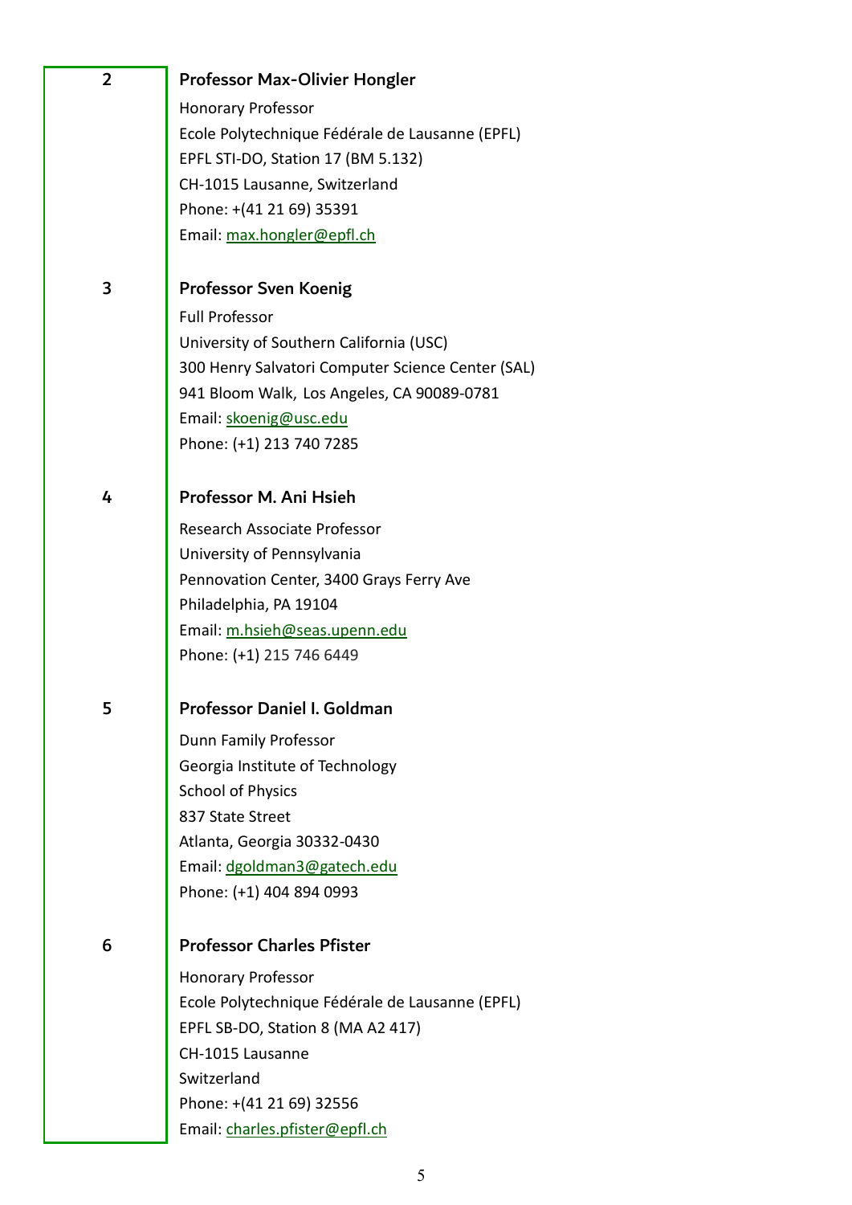| | |
|---|---|
| 2 | **Professor Max-Olivier Hongler**<br>Honorary Professor<br>Ecole Polytechnique Fédérale de Lausanne (EPFL)<br>EPFL STI-DO, Station 17 (BM 5.132)<br>CH-1015 Lausanne, Switzerland<br>Phone: +(41 21 69) 35391<br>Email: max.hongler@epfl.ch |
| 3 | **Professor Sven Koenig**<br>Full Professor<br>University of Southern California (USC)<br>300 Henry Salvatori Computer Science Center (SAL)<br>941 Bloom Walk, Los Angeles, CA 90089-0781<br>Email: skoenig@usc.edu<br>Phone: (+1) 213 740 7285 |
| 4 | **Professor M. Ani Hsieh**<br>Research Associate Professor<br>University of Pennsylvania<br>Pennovation Center, 3400 Grays Ferry Ave<br>Philadelphia, PA 19104<br>Email: m.hsieh@seas.upenn.edu<br>Phone: (+1) 215 746 6449 |
| 5 | **Professor Daniel I. Goldman**<br>Dunn Family Professor<br>Georgia Institute of Technology<br>School of Physics<br>837 State Street<br>Atlanta, Georgia 30332-0430<br>Email: dgoldman3@gatech.edu<br>Phone: (+1) 404 894 0993 |
| 6 | **Professor Charles Pfister**<br>Honorary Professor<br>Ecole Polytechnique Fédérale de Lausanne (EPFL)<br>EPFL SB-DO, Station 8 (MA A2 417)<br>CH-1015 Lausanne<br>Switzerland<br>Phone: +(41 21 69) 32556<br>Email: charles.pfister@epfl.ch |